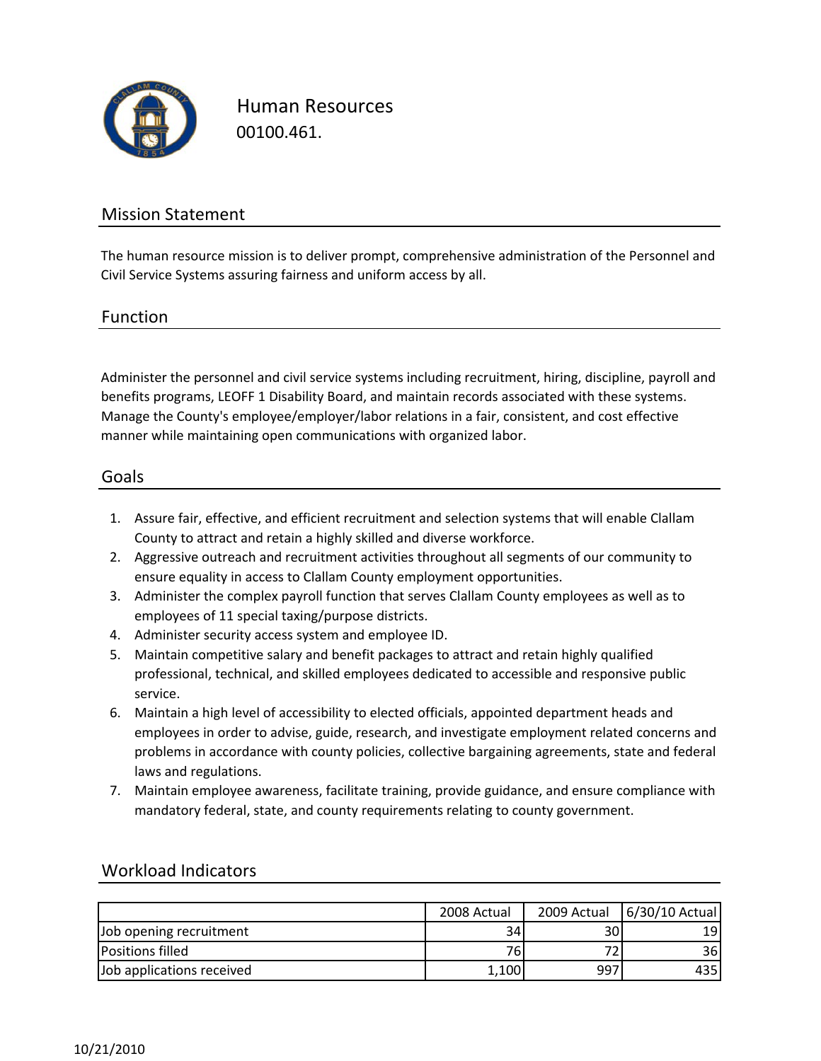# Human Resources

00100.461.

## Mission Statement

The human resource mission is to deliver prompt, comprehensive administration of the Personnel and Civil Service Systems assuring fairness and uniform access by all.

## Function

Administer the personnel and civil service systems including recruitment, hiring, discipline, payroll and benefits programs, LEOFF 1 Disability Board, and maintain records associated with these systems. Manage the County's employee/employer/labor relations in a fair, consistent, and cost effective manner while maintaining open communications with organized labor.

## Goals

1. Assure fair, effective, and efficient recruitment and selection systems that will enable Clallam County to attract and retain a highly skilled and diverse workforce.
2. Aggressive outreach and recruitment activities throughout all segments of our community to ensure equality in access to Clallam County employment opportunities.
3. Administer the complex payroll function that serves Clallam County employees as well as to employees of 11 special taxing/purpose districts.
4. Administer security access system and employee ID.
5. Maintain competitive salary and benefit packages to attract and retain highly qualified professional, technical, and skilled employees dedicated to accessible and responsive public service.
6. Maintain a high level of accessibility to elected officials, appointed department heads and employees in order to advise, guide, research, and investigate employment related concerns and problems in accordance with county policies, collective bargaining agreements, state and federal laws and regulations.
7. Maintain employee awareness, facilitate training, provide guidance, and ensure compliance with mandatory federal, state, and county requirements relating to county government.

## Workload Indicators

| | 2008 Actual | 2009 Actual | 6/30/10 Actual |
|---|---|---|---|
| Job opening recruitment | 34 | 30 | 19 |
| Positions filled | 76 | 72 | 36 |
| Job applications received | 1,100 | 997 | 435 |

10/21/2010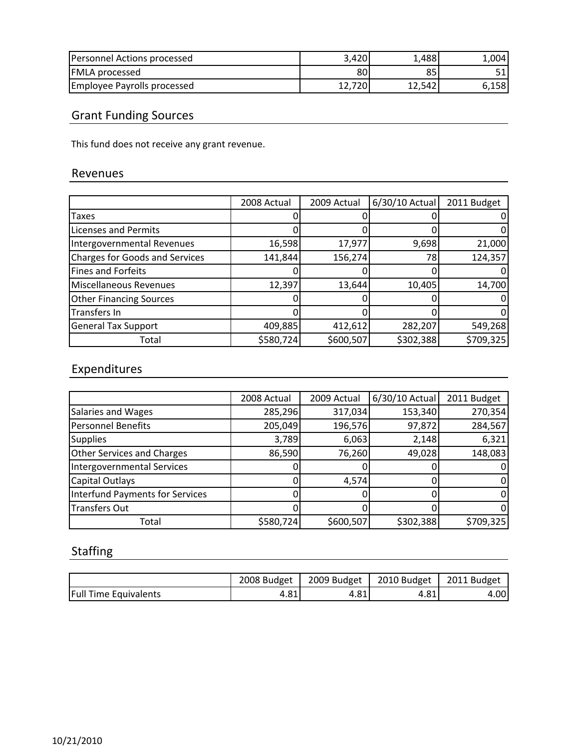| | | | |
|---|---|---|---|
| Personnel Actions processed | 3,420 | 1,488 | 1,004 |
| FMLA processed | 80 | 85 | 51 |
| Employee Payrolls processed | 12,720 | 12,542 | 6,158 |

## Grant Funding Sources

This fund does not receive any grant revenue.

## Revenues

| | 2008 Actual | 2009 Actual | 6/30/10 Actual | 2011 Budget |
|---|---|---|---|---|
| Taxes | 0 | 0 | 0 | 0 |
| Licenses and Permits | 0 | 0 | 0 | 0 |
| Intergovernmental Revenues | 16,598 | 17,977 | 9,698 | 21,000 |
| Charges for Goods and Services | 141,844 | 156,274 | 78 | 124,357 |
| Fines and Forfeits | 0 | 0 | 0 | 0 |
| Miscellaneous Revenues | 12,397 | 13,644 | 10,405 | 14,700 |
| Other Financing Sources | 0 | 0 | 0 | 0 |
| Transfers In | 0 | 0 | 0 | 0 |
| General Tax Support | 409,885 | 412,612 | 282,207 | 549,268 |
| Total | $580,724 | $600,507 | $302,388 | $709,325 |

## Expenditures

| | 2008 Actual | 2009 Actual | 6/30/10 Actual | 2011 Budget |
|---|---|---|---|---|
| Salaries and Wages | 285,296 | 317,034 | 153,340 | 270,354 |
| Personnel Benefits | 205,049 | 196,576 | 97,872 | 284,567 |
| Supplies | 3,789 | 6,063 | 2,148 | 6,321 |
| Other Services and Charges | 86,590 | 76,260 | 49,028 | 148,083 |
| Intergovernmental Services | 0 | 0 | 0 | 0 |
| Capital Outlays | 0 | 4,574 | 0 | 0 |
| Interfund Payments for Services | 0 | 0 | 0 | 0 |
| Transfers Out | 0 | 0 | 0 | 0 |
| Total | $580,724 | $600,507 | $302,388 | $709,325 |

## Staffing

| | 2008 Budget | 2009 Budget | 2010 Budget | 2011 Budget |
|---|---|---|---|---|
| Full Time Equivalents | 4.81 | 4.81 | 4.81 | 4.00 |

10/21/2010